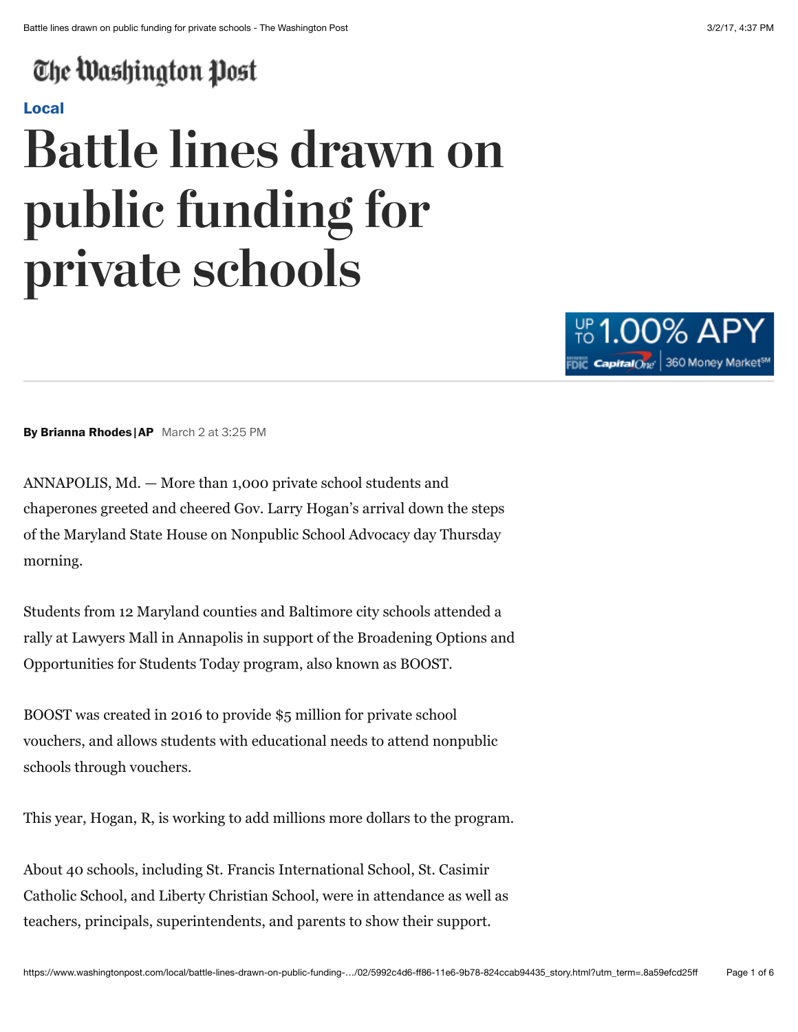# Battle lines drawn on public funding for private schools

**By Brianna Rhodes | AP** March 2 at 3:25 PM

ANNAPOLIS, Md. — More than 1,000 private school students and chaperones greeted and cheered Gov. Larry Hogan's arrival down the steps of the Maryland State House on Nonpublic School Advocacy day Thursday morning.

Students from 12 Maryland counties and Baltimore city schools attended a rally at Lawyers Mall in Annapolis in support of the Broadening Options and Opportunities for Students Today program, also known as BOOST.

BOOST was created in 2016 to provide $5 million for private school vouchers, and allows students with educational needs to attend nonpublic schools through vouchers.

This year, Hogan, R, is working to add millions more dollars to the program.

About 40 schools, including St. Francis International School, St. Casimir Catholic School, and Liberty Christian School, were in attendance as well as teachers, principals, superintendents, and parents to show their support.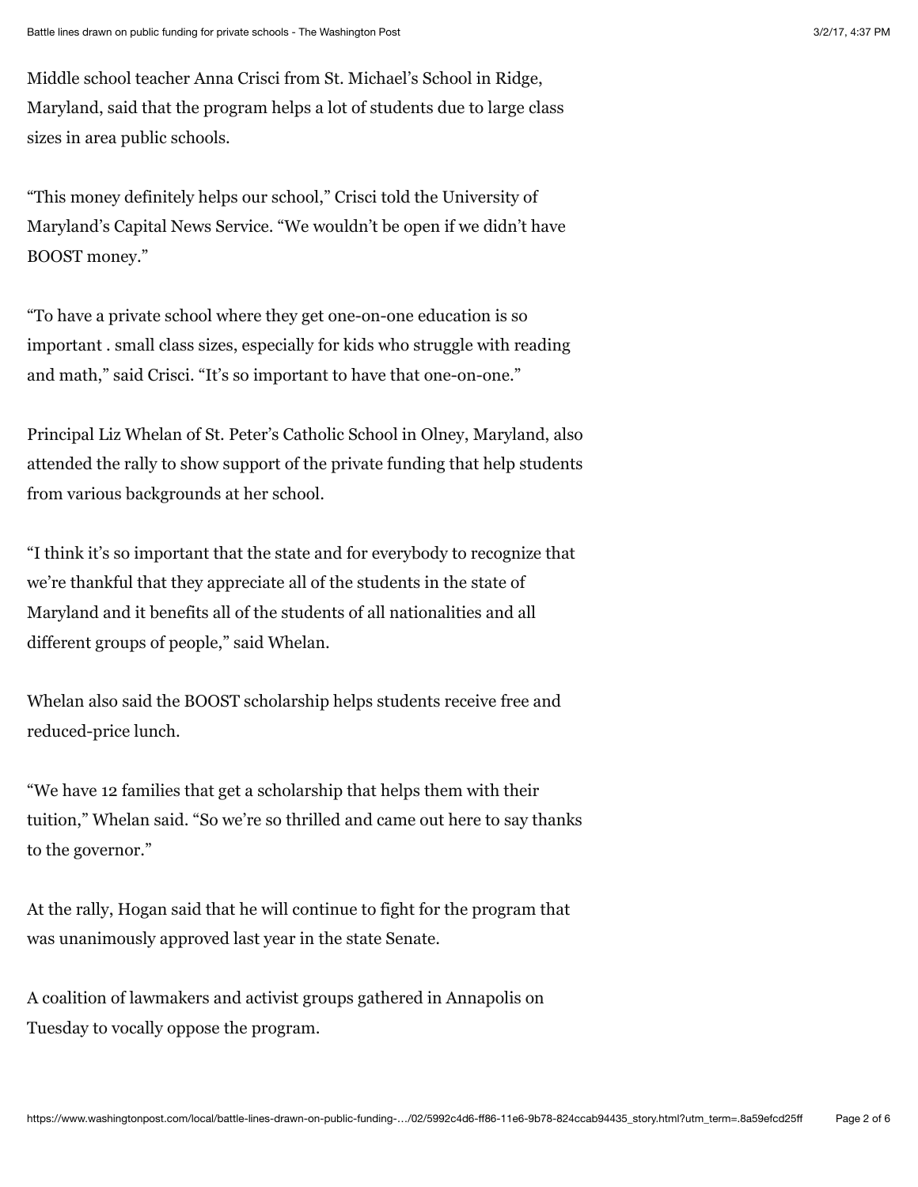Middle school teacher Anna Crisci from St. Michael's School in Ridge, Maryland, said that the program helps a lot of students due to large class sizes in area public schools.

"This money definitely helps our school," Crisci told the University of Maryland's Capital News Service. "We wouldn't be open if we didn't have BOOST money."

"To have a private school where they get one-on-one education is so important . small class sizes, especially for kids who struggle with reading and math," said Crisci. "It's so important to have that one-on-one."

Principal Liz Whelan of St. Peter's Catholic School in Olney, Maryland, also attended the rally to show support of the private funding that help students from various backgrounds at her school.

"I think it's so important that the state and for everybody to recognize that we're thankful that they appreciate all of the students in the state of Maryland and it benefits all of the students of all nationalities and all different groups of people," said Whelan.

Whelan also said the BOOST scholarship helps students receive free and reduced-price lunch.

"We have 12 families that get a scholarship that helps them with their tuition," Whelan said. "So we're so thrilled and came out here to say thanks to the governor."

At the rally, Hogan said that he will continue to fight for the program that was unanimously approved last year in the state Senate.

A coalition of lawmakers and activist groups gathered in Annapolis on Tuesday to vocally oppose the program.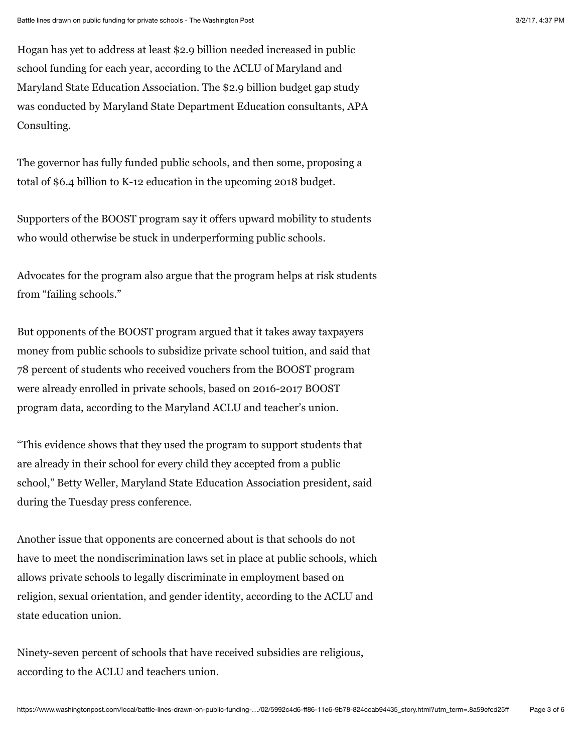Hogan has yet to address at least $2.9 billion needed increased in public school funding for each year, according to the ACLU of Maryland and Maryland State Education Association. The $2.9 billion budget gap study was conducted by Maryland State Department Education consultants, APA Consulting.

The governor has fully funded public schools, and then some, proposing a total of $6.4 billion to K-12 education in the upcoming 2018 budget.

Supporters of the BOOST program say it offers upward mobility to students who would otherwise be stuck in underperforming public schools.

Advocates for the program also argue that the program helps at risk students from "failing schools."

But opponents of the BOOST program argued that it takes away taxpayers money from public schools to subsidize private school tuition, and said that 78 percent of students who received vouchers from the BOOST program were already enrolled in private schools, based on 2016-2017 BOOST program data, according to the Maryland ACLU and teacher's union.

"This evidence shows that they used the program to support students that are already in their school for every child they accepted from a public school," Betty Weller, Maryland State Education Association president, said during the Tuesday press conference.

Another issue that opponents are concerned about is that schools do not have to meet the nondiscrimination laws set in place at public schools, which allows private schools to legally discriminate in employment based on religion, sexual orientation, and gender identity, according to the ACLU and state education union.

Ninety-seven percent of schools that have received subsidies are religious, according to the ACLU and teachers union.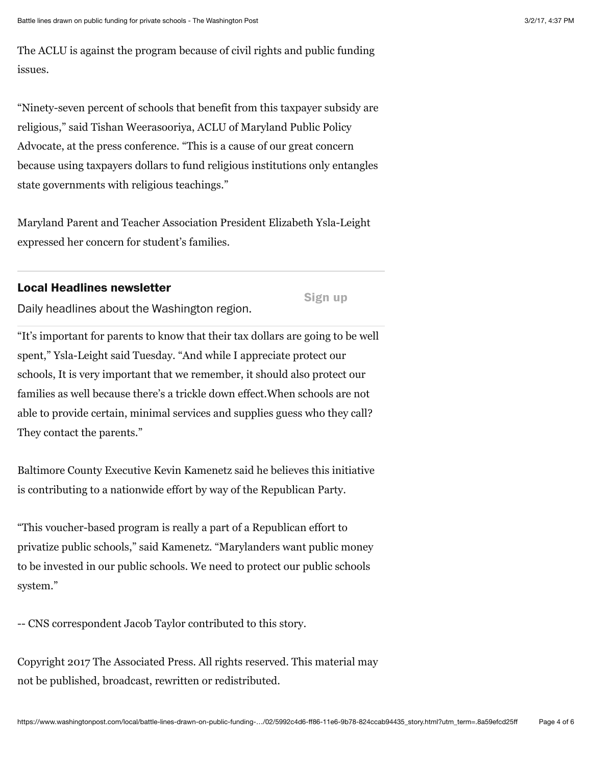The ACLU is against the program because of civil rights and public funding issues.

“Ninety-seven percent of schools that benefit from this taxpayer subsidy are religious,” said Tishan Weerasooriya, ACLU of Maryland Public Policy Advocate, at the press conference. “This is a cause of our great concern because using taxpayers dollars to fund religious institutions only entangles state governments with religious teachings.”

Maryland Parent and Teacher Association President Elizabeth Ysla-Leight expressed her concern for student’s families.

**Local Headlines newsletter**

Daily headlines about the Washington region.

Sign up

“It’s important for parents to know that their tax dollars are going to be well spent,” Ysla-Leight said Tuesday. “And while I appreciate protect our schools, It is very important that we remember, it should also protect our families as well because there’s a trickle down effect.When schools are not able to provide certain, minimal services and supplies guess who they call? They contact the parents.”

Baltimore County Executive Kevin Kamenetz said he believes this initiative is contributing to a nationwide effort by way of the Republican Party.

“This voucher-based program is really a part of a Republican effort to privatize public schools,” said Kamenetz. “Marylanders want public money to be invested in our public schools. We need to protect our public schools system.”

-- CNS correspondent Jacob Taylor contributed to this story.

Copyright 2017 The Associated Press. All rights reserved. This material may not be published, broadcast, rewritten or redistributed.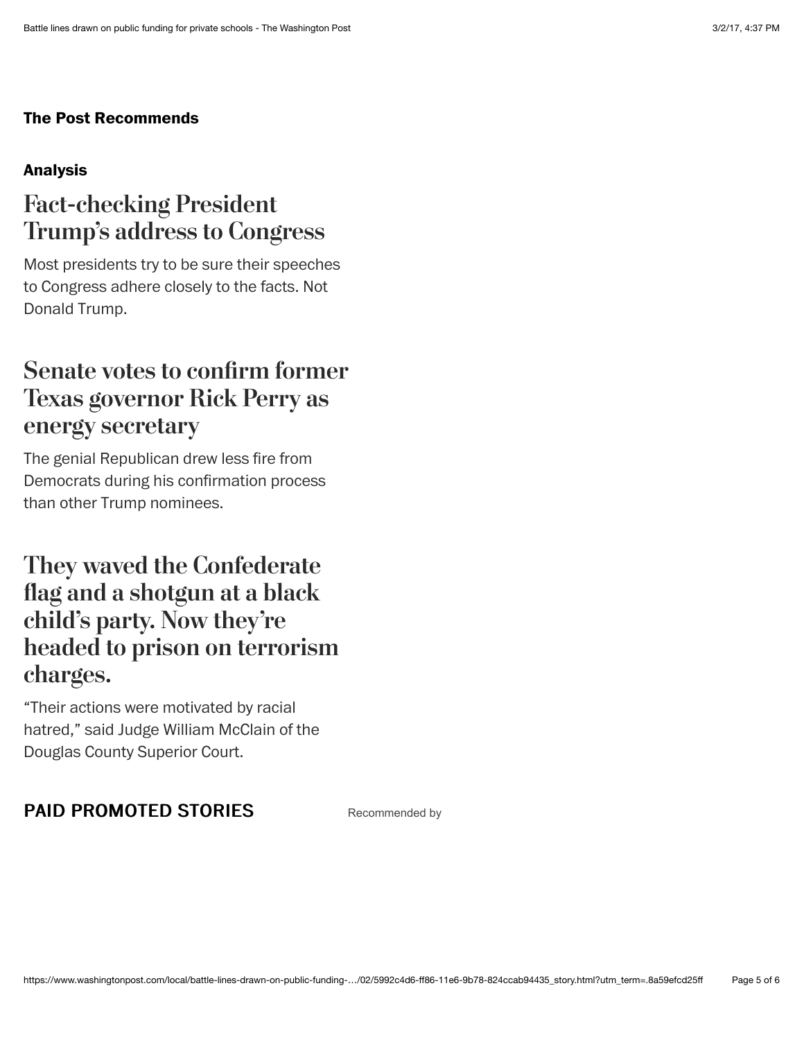## The Post Recommends

**Analysis**

### Fact-checking President Trump's address to Congress

Most presidents try to be sure their speeches to Congress adhere closely to the facts. Not Donald Trump.

### Senate votes to confirm former Texas governor Rick Perry as energy secretary

The genial Republican drew less fire from Democrats during his confirmation process than other Trump nominees.

### They waved the Confederate flag and a shotgun at a black child's party. Now they're headed to prison on terrorism charges.

"Their actions were motivated by racial hatred," said Judge William McClain of the Douglas County Superior Court.

**PAID PROMOTED STORIES** Recommended by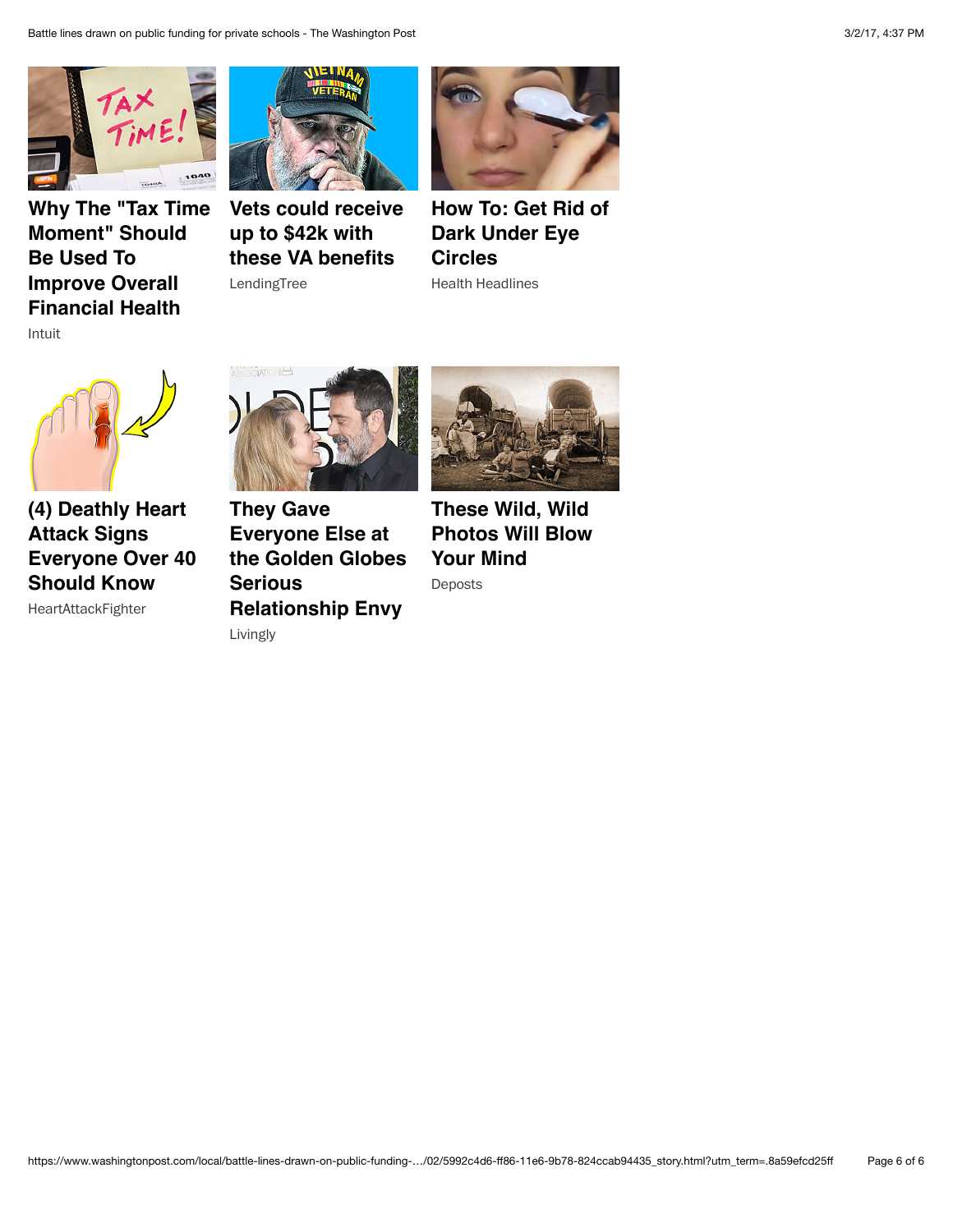**Why The "Tax Time Moment" Should Be Used To Improve Overall Financial Health**

Intuit

**Vets could receive up to $42k with these VA benefits**

LendingTree

**How To: Get Rid of Dark Under Eye Circles**

Health Headlines

**(4) Deathly Heart Attack Signs Everyone Over 40 Should Know**

HeartAttackFighter

**They Gave Everyone Else at the Golden Globes Serious Relationship Envy**

Livingly

**These Wild, Wild Photos Will Blow Your Mind**

Deposts